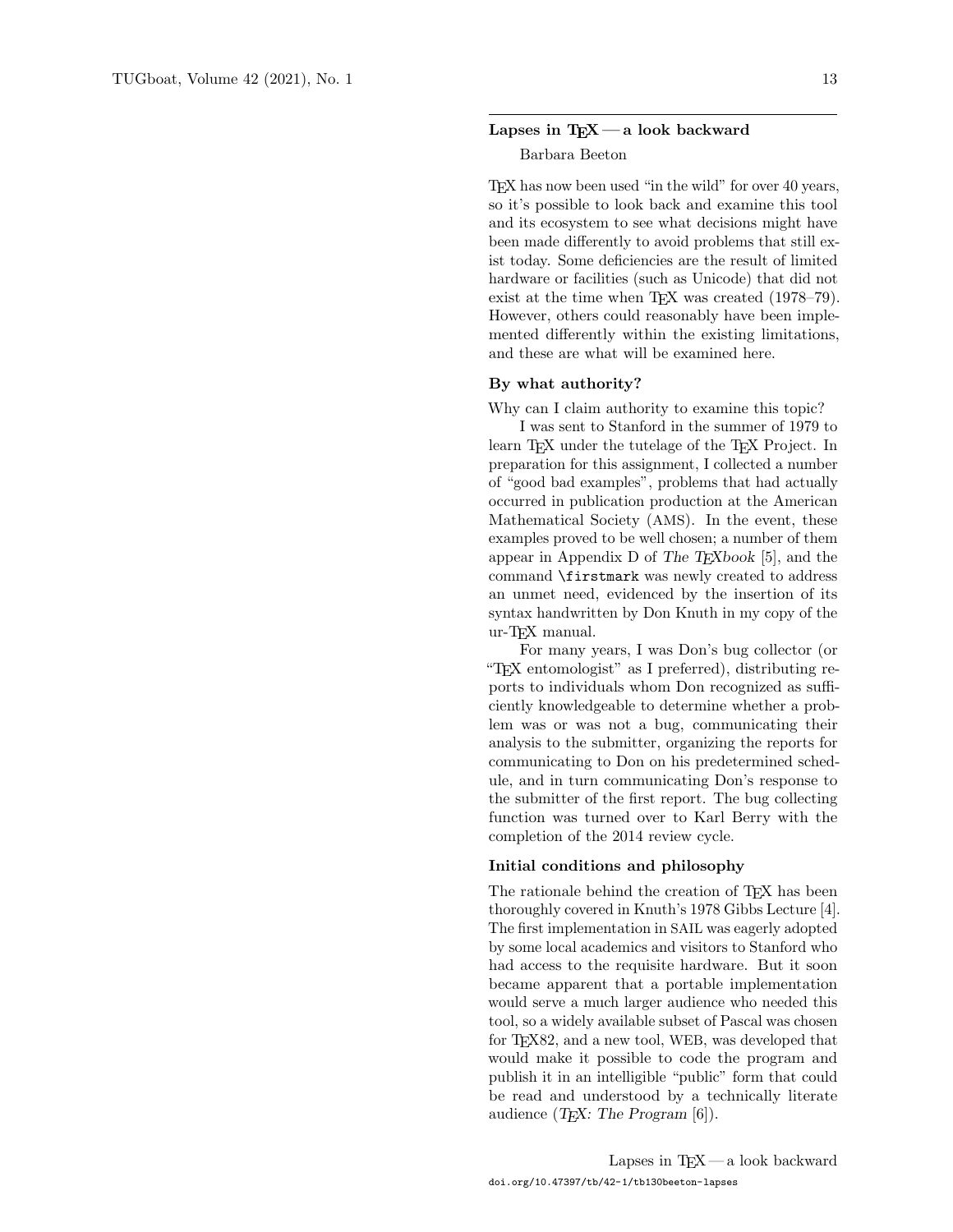## Lapses in TeX — a look backward

Barbara Beeton

TeX has now been used "in the wild" for over 40 years, so it's possible to look back and examine this tool and its ecosystem to see what decisions might have been made differently to avoid problems that still exist today. Some deficiencies are the result of limited hardware or facilities (such as Unicode) that did not exist at the time when TeX was created (1978–79). However, others could reasonably have been implemented differently within the existing limitations, and these are what will be examined here.

### By what authority?

Why can I claim authority to examine this topic?

I was sent to Stanford in the summer of 1979 to learn TeX under the tutelage of the TeX Project. In preparation for this assignment, I collected a number of "good bad examples", problems that had actually occurred in publication production at the American Mathematical Society (AMS). In the event, these examples proved to be well chosen; a number of them appear in Appendix D of *The TeXbook* [5], and the command `\firstmark` was newly created to address an unmet need, evidenced by the insertion of its syntax handwritten by Don Knuth in my copy of the ur-TeX manual.

For many years, I was Don's bug collector (or "TeX entomologist" as I preferred), distributing reports to individuals whom Don recognized as sufficiently knowledgeable to determine whether a problem was or was not a bug, communicating their analysis to the submitter, organizing the reports for communicating to Don on his predetermined schedule, and in turn communicating Don's response to the submitter of the first report. The bug collecting function was turned over to Karl Berry with the completion of the 2014 review cycle.

### Initial conditions and philosophy

The rationale behind the creation of TeX has been thoroughly covered in Knuth's 1978 Gibbs Lecture [4]. The first implementation in SAIL was eagerly adopted by some local academics and visitors to Stanford who had access to the requisite hardware. But it soon became apparent that a portable implementation would serve a much larger audience who needed this tool, so a widely available subset of Pascal was chosen for TeX82, and a new tool, WEB, was developed that would make it possible to code the program and publish it in an intelligible "public" form that could be read and understood by a technically literate audience (*TeX: The Program* [6]).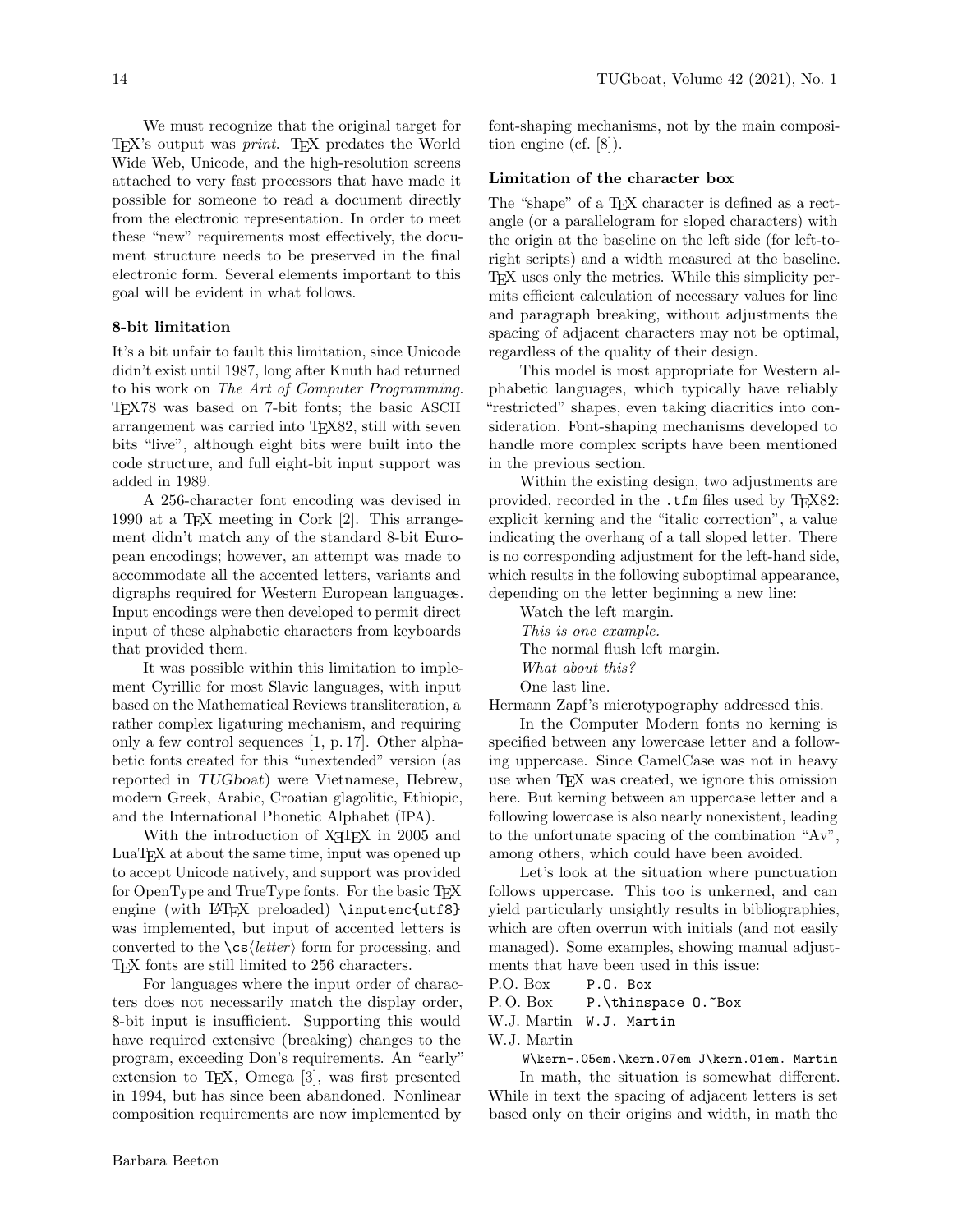We must recognize that the original target for TeX's output was *print*. TeX predates the World Wide Web, Unicode, and the high-resolution screens attached to very fast processors that have made it possible for someone to read a document directly from the electronic representation. In order to meet these "new" requirements most effectively, the document structure needs to be preserved in the final electronic form. Several elements important to this goal will be evident in what follows.

### 8-bit limitation

It's a bit unfair to fault this limitation, since Unicode didn't exist until 1987, long after Knuth had returned to his work on *The Art of Computer Programming*. TeX78 was based on 7-bit fonts; the basic ASCII arrangement was carried into TeX82, still with seven bits "live", although eight bits were built into the code structure, and full eight-bit input support was added in 1989.

A 256-character font encoding was devised in 1990 at a TeX meeting in Cork [2]. This arrangement didn't match any of the standard 8-bit European encodings; however, an attempt was made to accommodate all the accented letters, variants and digraphs required for Western European languages. Input encodings were then developed to permit direct input of these alphabetic characters from keyboards that provided them.

It was possible within this limitation to implement Cyrillic for most Slavic languages, with input based on the Mathematical Reviews transliteration, a rather complex ligaturing mechanism, and requiring only a few control sequences [1, p. 17]. Other alphabetic fonts created for this "unextended" version (as reported in *TUGboat*) were Vietnamese, Hebrew, modern Greek, Arabic, Croatian glagolitic, Ethiopic, and the International Phonetic Alphabet (IPA).

With the introduction of XeTeX in 2005 and LuaTeX at about the same time, input was opened up to accept Unicode natively, and support was provided for OpenType and TrueType fonts. For the basic TeX engine (with LaTeX preloaded) `\inputenc{utf8}` was implemented, but input of accented letters is converted to the `\cs`⟨*letter*⟩ form for processing, and TeX fonts are still limited to 256 characters.

For languages where the input order of characters does not necessarily match the display order, 8-bit input is insufficient. Supporting this would have required extensive (breaking) changes to the program, exceeding Don's requirements. An "early" extension to TeX, Omega [3], was first presented in 1994, but has since been abandoned. Nonlinear composition requirements are now implemented by font-shaping mechanisms, not by the main composition engine (cf. [8]).

### Limitation of the character box

The "shape" of a TeX character is defined as a rectangle (or a parallelogram for sloped characters) with the origin at the baseline on the left side (for left-to-right scripts) and a width measured at the baseline. TeX uses only the metrics. While this simplicity permits efficient calculation of necessary values for line and paragraph breaking, without adjustments the spacing of adjacent characters may not be optimal, regardless of the quality of their design.

This model is most appropriate for Western alphabetic languages, which typically have reliably "restricted" shapes, even taking diacritics into consideration. Font-shaping mechanisms developed to handle more complex scripts have been mentioned in the previous section.

Within the existing design, two adjustments are provided, recorded in the `.tfm` files used by TeX82: explicit kerning and the "italic correction", a value indicating the overhang of a tall sloped letter. There is no corresponding adjustment for the left-hand side, which results in the following suboptimal appearance, depending on the letter beginning a new line:

Watch the left margin.
*This is one example.*
The normal flush left margin.
*What about this?*
One last line.

Hermann Zapf's microtypography addressed this.

In the Computer Modern fonts no kerning is specified between any lowercase letter and a following uppercase. Since CamelCase was not in heavy use when TeX was created, we ignore this omission here. But kerning between an uppercase letter and a following lowercase is also nearly nonexistent, leading to the unfortunate spacing of the combination "Av", among others, which could have been avoided.

Let's look at the situation where punctuation follows uppercase. This too is unkerned, and can yield particularly unsightly results in bibliographies, which are often overrun with initials (and not easily managed). Some examples, showing manual adjustments that have been used in this issue:

P.O. Box `P.O. Box`
P. O. Box `P.\thinspace O.~Box`
W.J. Martin `W.J. Martin`
W.J. Martin
`W\kern-.05em.\kern.07em J\kern.01em. Martin`

In math, the situation is somewhat different. While in text the spacing of adjacent letters is set based only on their origins and width, in math the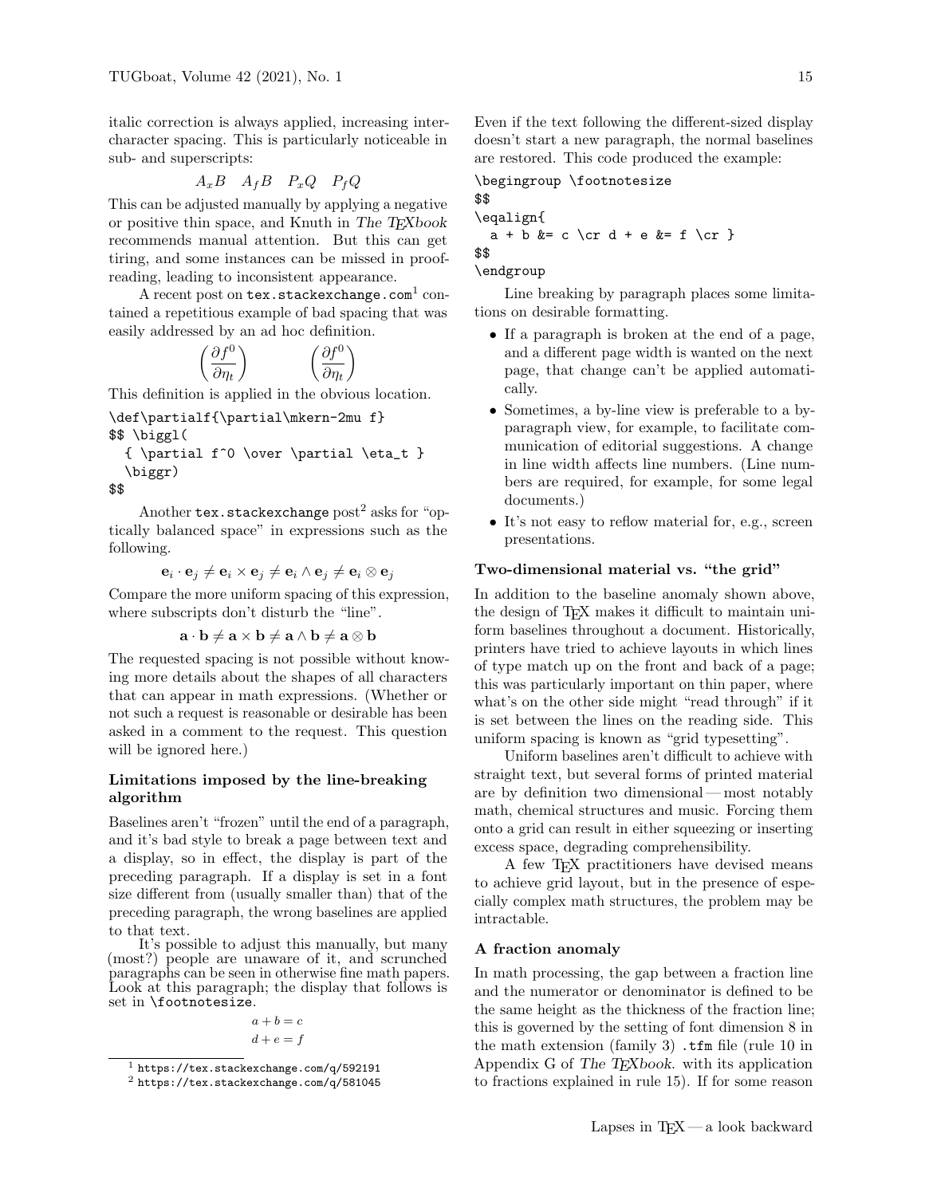italic correction is always applied, increasing intercharacter spacing. This is particularly noticeable in sub- and superscripts:

$$A_xB \quad A_fB \quad P_xQ \quad P_fQ$$

This can be adjusted manually by applying a negative or positive thin space, and Knuth in *The TEXbook* recommends manual attention. But this can get tiring, and some instances can be missed in proofreading, leading to inconsistent appearance.

A recent post on `tex.stackexchange.com`[1] contained a repetitious example of bad spacing that was easily addressed by an ad hoc definition.

$$\biggl( {\partial f^0 \over \partial \eta_t} \biggr) \qquad \biggl( {\partial\mkern-2mu f^0 \over \partial \eta_t} \biggr)$$

This definition is applied in the obvious location.

```
\def\partialf{\partial\mkern-2mu f}
$$ \biggl(
  { \partial f^0 \over \partial \eta_t }
  \biggr)
$$
```

Another `tex.stackexchange` post[2] asks for "optically balanced space" in expressions such as the following.

$$\mathbf{e}_i \cdot \mathbf{e}_j \neq \mathbf{e}_i \times \mathbf{e}_j \neq \mathbf{e}_i \wedge \mathbf{e}_j \neq \mathbf{e}_i \otimes \mathbf{e}_j$$

Compare the more uniform spacing of this expression, where subscripts don't disturb the "line".

$$\mathbf{a} \cdot \mathbf{b} \neq \mathbf{a} \times \mathbf{b} \neq \mathbf{a} \wedge \mathbf{b} \neq \mathbf{a} \otimes \mathbf{b}$$

The requested spacing is not possible without knowing more details about the shapes of all characters that can appear in math expressions. (Whether or not such a request is reasonable or desirable has been asked in a comment to the request. This question will be ignored here.)

### Limitations imposed by the line-breaking algorithm

Baselines aren't "frozen" until the end of a paragraph, and it's bad style to break a page between text and a display, so in effect, the display is part of the preceding paragraph. If a display is set in a font size different from (usually smaller than) that of the preceding paragraph, the wrong baselines are applied to that text.

It's possible to adjust this manually, but many (most?) people are unaware of it, and scrunched paragraphs can be seen in otherwise fine math papers. Look at this paragraph; the display that follows is set in `\footnotesize`.

$$\begin{aligned} a + b &= c \\ d + e &= f \end{aligned}$$

Even if the text following the different-sized display doesn't start a new paragraph, the normal baselines are restored. This code produced the example:

```
\begingroup \footnotesize
$$
\eqalign{
  a + b &= c \cr d + e &= f \cr }
$$
\endgroup
```

Line breaking by paragraph places some limitations on desirable formatting.

- If a paragraph is broken at the end of a page, and a different page width is wanted on the next page, that change can't be applied automatically.
- Sometimes, a by-line view is preferable to a by-paragraph view, for example, to facilitate communication of editorial suggestions. A change in line width affects line numbers. (Line numbers are required, for example, for some legal documents.)
- It's not easy to reflow material for, e.g., screen presentations.

### Two-dimensional material vs. "the grid"

In addition to the baseline anomaly shown above, the design of TEX makes it difficult to maintain uniform baselines throughout a document. Historically, printers have tried to achieve layouts in which lines of type match up on the front and back of a page; this was particularly important on thin paper, where what's on the other side might "read through" if it is set between the lines on the reading side. This uniform spacing is known as "grid typesetting".

Uniform baselines aren't difficult to achieve with straight text, but several forms of printed material are by definition two dimensional — most notably math, chemical structures and music. Forcing them onto a grid can result in either squeezing or inserting excess space, degrading comprehensibility.

A few TEX practitioners have devised means to achieve grid layout, but in the presence of especially complex math structures, the problem may be intractable.

### A fraction anomaly

In math processing, the gap between a fraction line and the numerator or denominator is defined to be the same height as the thickness of the fraction line; this is governed by the setting of font dimension 8 in the math extension (family 3) `.tfm` file (rule 10 in Appendix G of *The TEXbook*. with its application to fractions explained in rule 15). If for some reason

---

[1] `https://tex.stackexchange.com/q/592191`

[2] `https://tex.stackexchange.com/q/581045`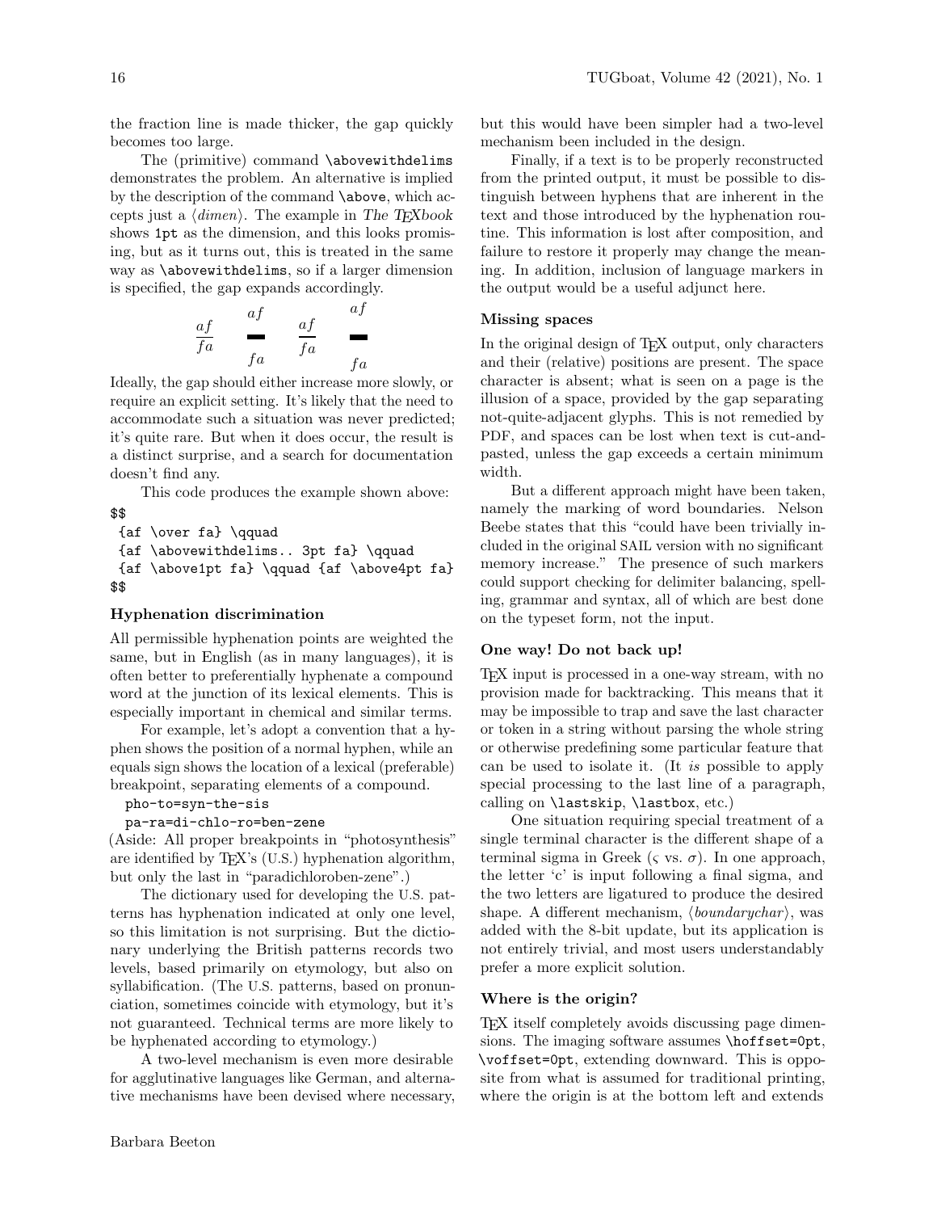the fraction line is made thicker, the gap quickly becomes too large.

The (primitive) command `\abovewithdelims` demonstrates the problem. An alternative is implied by the description of the command `\above`, which accepts just a ⟨*dimen*⟩. The example in *The TEXbook* shows `1pt` as the dimension, and this looks promising, but as it turns out, this is treated in the same way as `\abovewithdelims`, so if a larger dimension is specified, the gap expands accordingly.

$$ {af \over fa} \qquad {af \abovewithdelims.. 3pt fa} \qquad {af \above1pt fa} \qquad {af \above4pt fa} $$

Ideally, the gap should either increase more slowly, or require an explicit setting. It's likely that the need to accommodate such a situation was never predicted; it's quite rare. But when it does occur, the result is a distinct surprise, and a search for documentation doesn't find any.

This code produces the example shown above:

```
$$
 {af \over fa} \qquad
 {af \abovewithdelims.. 3pt fa} \qquad
 {af \above1pt fa} \qquad {af \above4pt fa}
$$
```

### Hyphenation discrimination

All permissible hyphenation points are weighted the same, but in English (as in many languages), it is often better to preferentially hyphenate a compound word at the junction of its lexical elements. This is especially important in chemical and similar terms.

For example, let's adopt a convention that a hyphen shows the position of a normal hyphen, while an equals sign shows the location of a lexical (preferable) breakpoint, separating elements of a compound.

```
pho-to=syn-the-sis
pa-ra=di-chlo-ro=ben-zene
```

(Aside: All proper breakpoints in "photosynthesis" are identified by TEX's (U.S.) hyphenation algorithm, but only the last in "paradichloroben-zene".)

The dictionary used for developing the U.S. patterns has hyphenation indicated at only one level, so this limitation is not surprising. But the dictionary underlying the British patterns records two levels, based primarily on etymology, but also on syllabification. (The U.S. patterns, based on pronunciation, sometimes coincide with etymology, but it's not guaranteed. Technical terms are more likely to be hyphenated according to etymology.)

A two-level mechanism is even more desirable for agglutinative languages like German, and alternative mechanisms have been devised where necessary, but this would have been simpler had a two-level mechanism been included in the design.

Finally, if a text is to be properly reconstructed from the printed output, it must be possible to distinguish between hyphens that are inherent in the text and those introduced by the hyphenation routine. This information is lost after composition, and failure to restore it properly may change the meaning. In addition, inclusion of language markers in the output would be a useful adjunct here.

### Missing spaces

In the original design of TEX output, only characters and their (relative) positions are present. The space character is absent; what is seen on a page is the illusion of a space, provided by the gap separating not-quite-adjacent glyphs. This is not remedied by PDF, and spaces can be lost when text is cut-and-pasted, unless the gap exceeds a certain minimum width.

But a different approach might have been taken, namely the marking of word boundaries. Nelson Beebe states that this "could have been trivially included in the original SAIL version with no significant memory increase." The presence of such markers could support checking for delimiter balancing, spelling, grammar and syntax, all of which are best done on the typeset form, not the input.

### One way! Do not back up!

TEX input is processed in a one-way stream, with no provision made for backtracking. This means that it may be impossible to trap and save the last character or token in a string without parsing the whole string or otherwise predefining some particular feature that can be used to isolate it. (It *is* possible to apply special processing to the last line of a paragraph, calling on `\lastskip`, `\lastbox`, etc.)

One situation requiring special treatment of a single terminal character is the different shape of a terminal sigma in Greek ($\varsigma$ vs. $\sigma$). In one approach, the letter 'c' is input following a final sigma, and the two letters are ligatured to produce the desired shape. A different mechanism, ⟨*boundarychar*⟩, was added with the 8-bit update, but its application is not entirely trivial, and most users understandably prefer a more explicit solution.

### Where is the origin?

TEX itself completely avoids discussing page dimensions. The imaging software assumes `\hoffset=0pt`, `\voffset=0pt`, extending downward. This is opposite from what is assumed for traditional printing, where the origin is at the bottom left and extends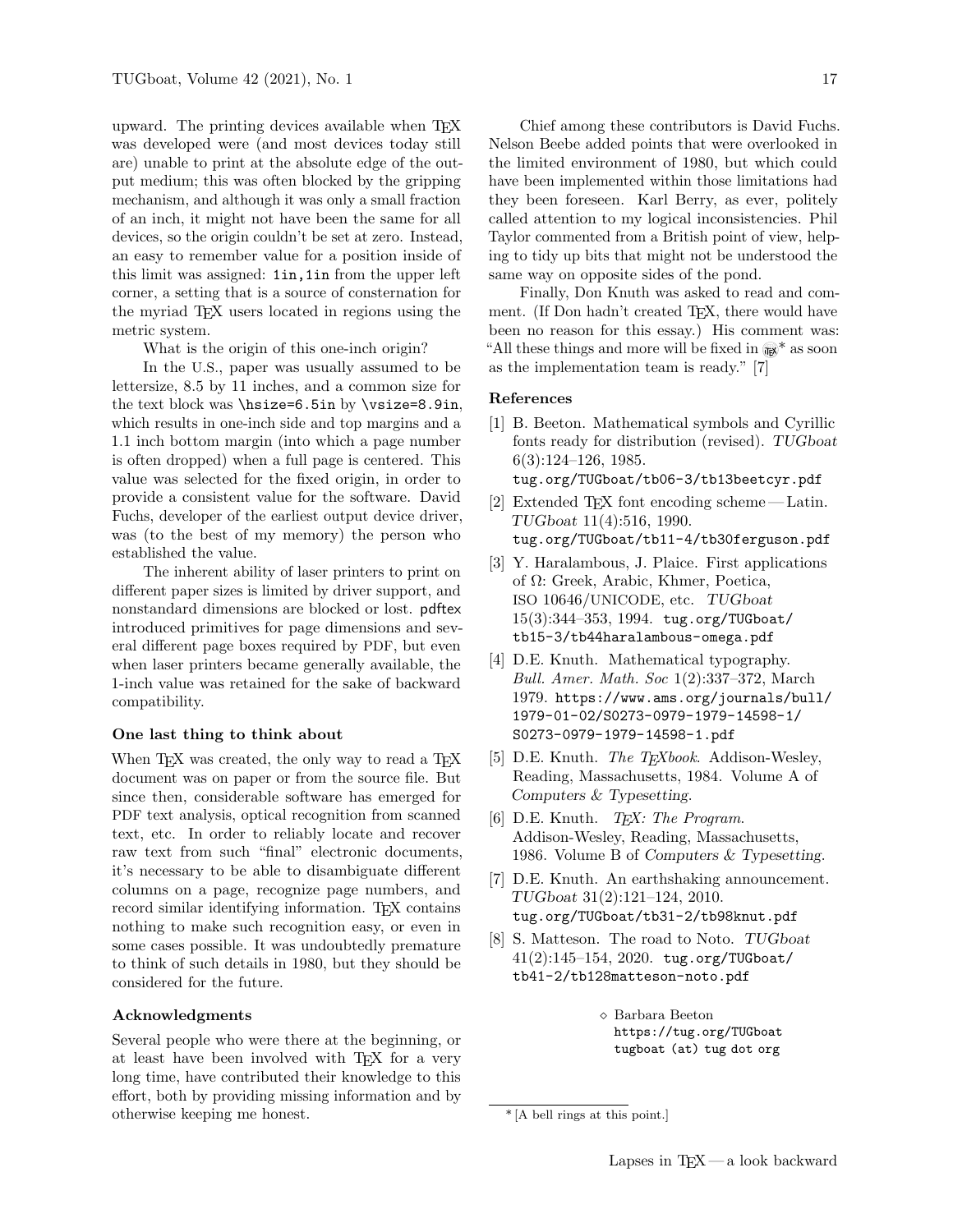upward. The printing devices available when TeX was developed were (and most devices today still are) unable to print at the absolute edge of the output medium; this was often blocked by the gripping mechanism, and although it was only a small fraction of an inch, it might not have been the same for all devices, so the origin couldn't be set at zero. Instead, an easy to remember value for a position inside of this limit was assigned: `1in,1in` from the upper left corner, a setting that is a source of consternation for the myriad TeX users located in regions using the metric system.

What is the origin of this one-inch origin?

In the U.S., paper was usually assumed to be lettersize, 8.5 by 11 inches, and a common size for the text block was `\hsize=6.5in` by `\vsize=8.9in`, which results in one-inch side and top margins and a 1.1 inch bottom margin (into which a page number is often dropped) when a full page is centered. This value was selected for the fixed origin, in order to provide a consistent value for the software. David Fuchs, developer of the earliest output device driver, was (to the best of my memory) the person who established the value.

The inherent ability of laser printers to print on different paper sizes is limited by driver support, and nonstandard dimensions are blocked or lost. pdftex introduced primitives for page dimensions and several different page boxes required by PDF, but even when laser printers became generally available, the 1-inch value was retained for the sake of backward compatibility.

### One last thing to think about

When TeX was created, the only way to read a TeX document was on paper or from the source file. But since then, considerable software has emerged for PDF text analysis, optical recognition from scanned text, etc. In order to reliably locate and recover raw text from such "final" electronic documents, it's necessary to be able to disambiguate different columns on a page, recognize page numbers, and record similar identifying information. TeX contains nothing to make such recognition easy, or even in some cases possible. It was undoubtedly premature to think of such details in 1980, but they should be considered for the future.

### Acknowledgments

Several people who were there at the beginning, or at least have been involved with TeX for a very long time, have contributed their knowledge to this effort, both by providing missing information and by otherwise keeping me honest.

Chief among these contributors is David Fuchs. Nelson Beebe added points that were overlooked in the limited environment of 1980, but which could have been implemented within those limitations had they been foreseen. Karl Berry, as ever, politely called attention to my logical inconsistencies. Phil Taylor commented from a British point of view, helping to tidy up bits that might not be understood the same way on opposite sides of the pond.

Finally, Don Knuth was asked to read and comment. (If Don hadn't created TeX, there would have been no reason for this essay.) His comment was: "All these things and more will be fixed in TeX* as soon as the implementation team is ready." [7]

### References

[1] B. Beeton. Mathematical symbols and Cyrillic fonts ready for distribution (revised). *TUGboat* 6(3):124–126, 1985. tug.org/TUGboat/tb06-3/tb13beetcyr.pdf

[2] Extended TeX font encoding scheme — Latin. *TUGboat* 11(4):516, 1990. tug.org/TUGboat/tb11-4/tb30ferguson.pdf

[3] Y. Haralambous, J. Plaice. First applications of Ω: Greek, Arabic, Khmer, Poetica, ISO 10646/UNICODE, etc. *TUGboat* 15(3):344–353, 1994. tug.org/TUGboat/tb15-3/tb44haralambous-omega.pdf

[4] D.E. Knuth. Mathematical typography. *Bull. Amer. Math. Soc* 1(2):337–372, March 1979. https://www.ams.org/journals/bull/1979-01-02/S0273-0979-1979-14598-1/S0273-0979-1979-14598-1.pdf

[5] D.E. Knuth. *The TeXbook*. Addison-Wesley, Reading, Massachusetts, 1984. Volume A of *Computers & Typesetting*.

[6] D.E. Knuth. *TeX: The Program*. Addison-Wesley, Reading, Massachusetts, 1986. Volume B of *Computers & Typesetting*.

[7] D.E. Knuth. An earthshaking announcement. *TUGboat* 31(2):121–124, 2010. tug.org/TUGboat/tb31-2/tb98knut.pdf

[8] S. Matteson. The road to Noto. *TUGboat* 41(2):145–154, 2020. tug.org/TUGboat/tb41-2/tb128matteson-noto.pdf

◇ Barbara Beeton
https://tug.org/TUGboat
tugboat (at) tug dot org

* [A bell rings at this point.]